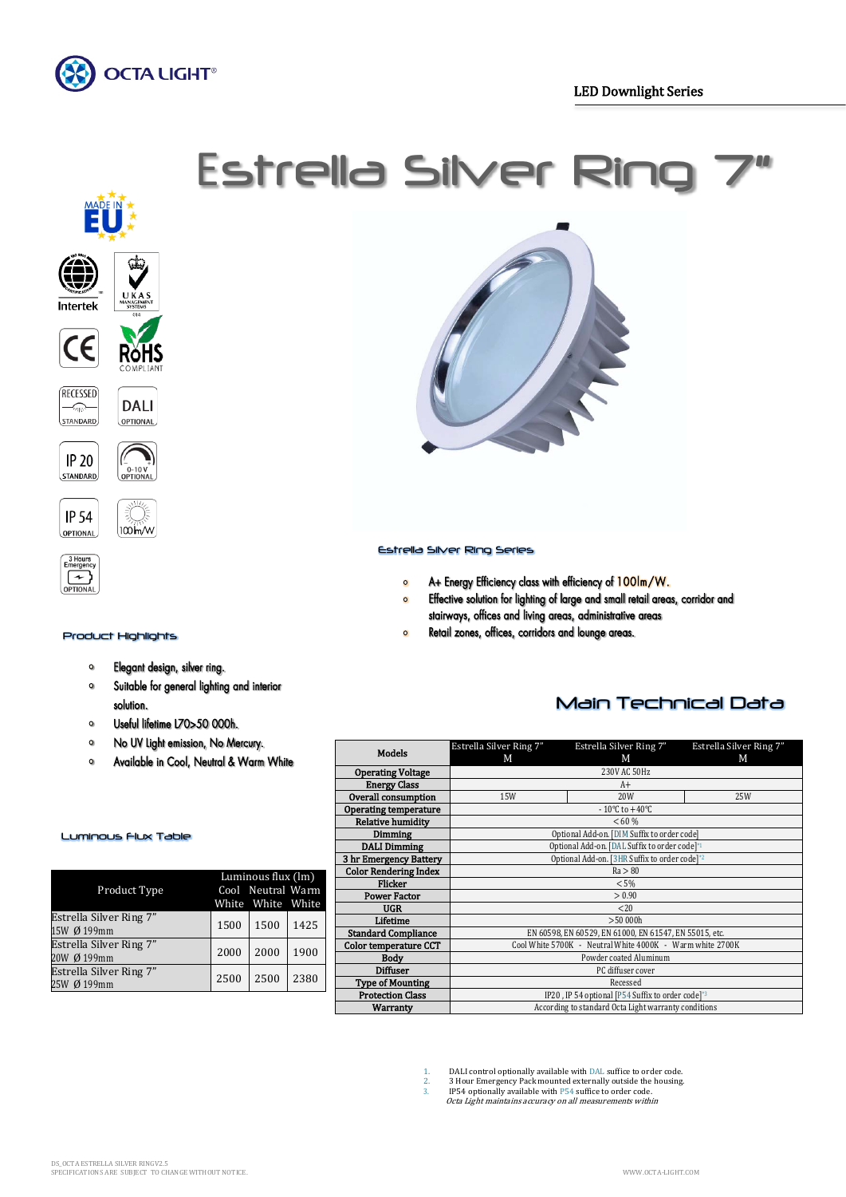OCTA LIGHT®

LED Downlight Series

# Estrella Silver Ring 7"

MADE IN EU

Intertek

UKAS MANAGEMENT SYSTEMS 014

CE

RoHS COMPLIANT

RECESSED STANDARD

DALI OPTIONAL

IP 20 STANDARD

0-10 V OPTIONAL

IP 54 OPTIONAL

100lm/W

3 Hours Emergency OPTIONAL

## Estrella Silver Ring Series

- A+ Energy Efficiency class with efficiency of 100lm/W.
- Effective solution for lighting of large and small retail areas, corridor and stairways, offices and living areas, administrative areas
- Retail zones, offices, corridors and lounge areas.

## Product Highlights

- Elegant design, silver ring.
- Suitable for general lighting and interior solution.
- Useful lifetime L70>50 000h.
- No UV light emission, No Mercury.
- Available in Cool, Neutral & Warm White

## Luminous Flux Table

| Product Type | Luminous flux (lm) Cool White | Neutral White | Warm White |
|---|---|---|---|
| Estrella Silver Ring 7" 15W Ø 199mm | 1500 | 1500 | 1425 |
| Estrella Silver Ring 7" 20W Ø 199mm | 2000 | 2000 | 1900 |
| Estrella Silver Ring 7" 25W Ø 199mm | 2500 | 2500 | 2380 |

## Main Technical Data

| Models | Estrella Silver Ring 7" M | Estrella Silver Ring 7" M | Estrella Silver Ring 7" M |
|---|---|---|---|
| Operating Voltage | 230V AC 50Hz | | |
| Energy Class | A+ | | |
| Overall consumption | 15W | 20W | 25W |
| Operating temperature | - 10℃ to +40℃ | | |
| Relative humidity | < 60 % | | |
| Dimming | Optional Add-on. [DIM Suffix to order code] | | |
| DALI Dimming | Optional Add-on. [DAL Suffix to order code][1] | | |
| 3 hr Emergency Battery | Optional Add-on. [3HR Suffix to order code][2] | | |
| Color Rendering Index | Ra > 80 | | |
| Flicker | < 5% | | |
| Power Factor | > 0.90 | | |
| UGR | <20 | | |
| Lifetime | >50 000h | | |
| Standard Compliance | EN 60598, EN 60529, EN 61000, EN 61547, EN 55015, etc. | | |
| Color temperature CCT | Cool White 5700K - Neutral White 4000K - Warm white 2700K | | |
| Body | Powder coated Aluminum | | |
| Diffuser | PC diffuser cover | | |
| Type of Mounting | Recessed | | |
| Protection Class | IP20 , IP 54 optional [P54 Suffix to order code][3] | | |
| Warranty | According to standard Octa Light warranty conditions | | |

1. DALI control optionally available with DAL suffice to order code.
2. 3 Hour Emergency Pack mounted externally outside the housing.
3. IP54 optionally available with P54 suffice to order code.

*Octa Light maintains accuracy on all measurements within*

DS_OCTA ESTRELLA SILVER RINGV2.5
SPECIFICATIONS ARE SUBJECT TO CHANGE WITHOUT NOTICE.

WWW.OCTA-LIGHT.COM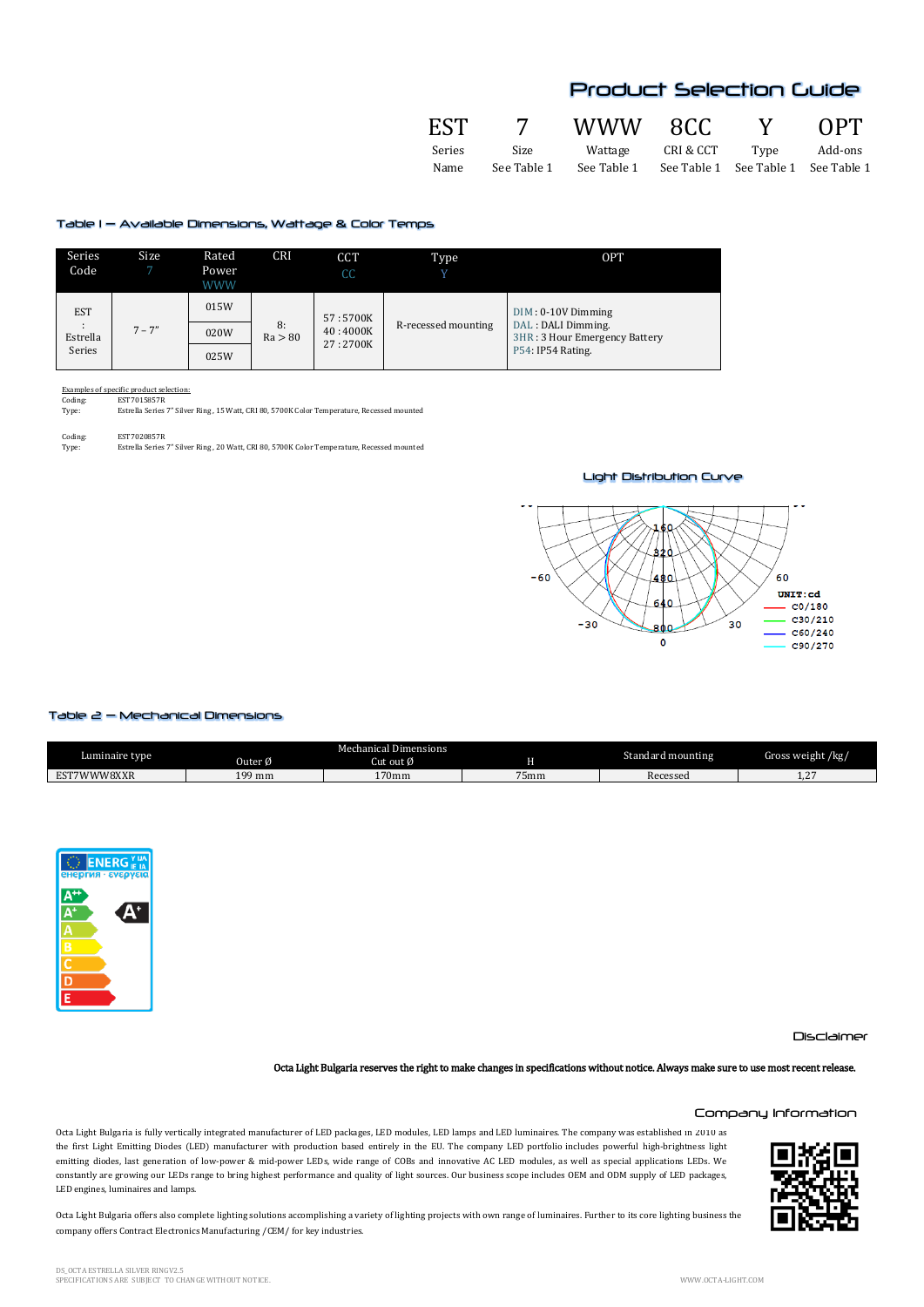# Product Selection Guide

| EST | 7 | WWW | 8CC | Y | OPT |
|---|---|---|---|---|---|
| Series Name | Size See Table 1 | Wattage See Table 1 | CRI & CCT See Table 1 | Type See Table 1 | Add-ons See Table 1 |

## Table 1 – Available Dimensions, Wattage & Color Temps

| Series Code | Size 7 | Rated Power WWW | CRI | CCT CC | Type Y | OPT |
|---|---|---|---|---|---|---|
| EST : Estrella Series | 7 – 7" | 015W | 8: Ra > 80 | 57 : 5700K 40 : 4000K 27 : 2700K | R-recessed mounting | DIM : 0-10V Dimming DAL : DALI Dimming. 3HR : 3 Hour Emergency Battery P54: IP54 Rating. |
| | | 020W | | | | |
| | | 025W | | | | |

Examples of specific product selection:

Coding: EST7015857R
Type: Estrella Series 7" Silver Ring, 15 Watt, CRI 80, 5700K Color Temperature, Recessed mounted

Coding: EST7020857R
Type: Estrella Series 7" Silver Ring, 20 Watt, CRI 80, 5700K Color Temperature, Recessed mounted

## Light Distribution Curve

160
320
480
640
800
0
-60
60
-30
30
UNIT:cd
C0/180
C30/210
C60/240
C90/270

## Table 2 – Mechanical Dimensions

| Luminaire type | Outer Ø | Mechanical Dimensions Cut out Ø | H | Standard mounting | Gross weight /kg/ |
|---|---|---|---|---|---|
| EST7WWW8XXR | 199 mm | 170mm | 75mm | Recessed | 1,27 |

ENERG
енергия · ενεργεια
A++
A+
A
B
C
D
E
A+

### Disclaimer

**Octa Light Bulgaria reserves the right to make changes in specifications without notice. Always make sure to use most recent release.**

### Company Information

Octa Light Bulgaria is fully vertically integrated manufacturer of LED packages, LED modules, LED lamps and LED luminaires. The company was established in 2010 as the first Light Emitting Diodes (LED) manufacturer with production based entirely in the EU. The company LED portfolio includes powerful high-brightness light emitting diodes, last generation of low-power & mid-power LEDs, wide range of COBs and innovative AC LED modules, as well as special applications LEDs. We constantly are growing our LEDs range to bring highest performance and quality of light sources. Our business scope includes OEM and ODM supply of LED packages, LED engines, luminaires and lamps.

Octa Light Bulgaria offers also complete lighting solutions accomplishing a variety of lighting projects with own range of luminaires. Further to its core lighting business the company offers Contract Electronics Manufacturing / CEM / for key industries.

DS_OCTA ESTRELLA SILVER RINGV2.5
SPECIFICATIONS ARE SUBJECT TO CHANGE WITHOUT NOTICE.

WWW.OCTA-LIGHT.COM